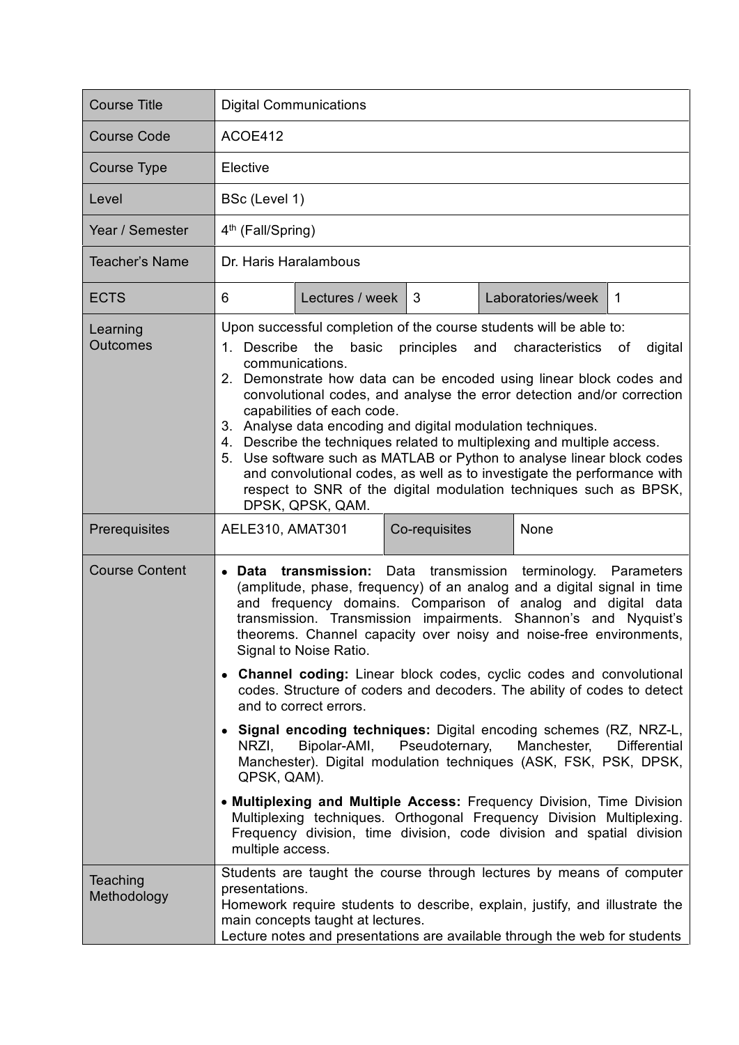| Course Title | Digital Communications | | | | |
|---|---|---|---|---|---|
| Course Code | ACOE412 | | | | |
| Course Type | Elective | | | | |
| Level | BSc (Level 1) | | | | |
| Year / Semester | 4th (Fall/Spring) | | | | |
| Teacher's Name | Dr. Haris Haralambous | | | | |
| ECTS | 6 | Lectures / week | 3 | Laboratories/week | 1 |
| Learning Outcomes | Upon successful completion of the course students will be able to:<br>1. Describe the basic principles and characteristics of digital communications.<br>2. Demonstrate how data can be encoded using linear block codes and convolutional codes, and analyse the error detection and/or correction capabilities of each code.<br>3. Analyse data encoding and digital modulation techniques.<br>4. Describe the techniques related to multiplexing and multiple access.<br>5. Use software such as MATLAB or Python to analyse linear block codes and convolutional codes, as well as to investigate the performance with respect to SNR of the digital modulation techniques such as BPSK, DPSK, QPSK, QAM. | | | | |
| Prerequisites | AELE310, AMAT301 | | Co-requisites | None | |
| Course Content | • **Data transmission:** Data transmission terminology. Parameters (amplitude, phase, frequency) of an analog and a digital signal in time and frequency domains. Comparison of analog and digital data transmission. Transmission impairments. Shannon's and Nyquist's theorems. Channel capacity over noisy and noise-free environments, Signal to Noise Ratio.<br>• **Channel coding:** Linear block codes, cyclic codes and convolutional codes. Structure of coders and decoders. The ability of codes to detect and to correct errors.<br>• **Signal encoding techniques:** Digital encoding schemes (RZ, NRZ-L, NRZI, Bipolar-AMI, Pseudoternary, Manchester, Differential Manchester). Digital modulation techniques (ASK, FSK, PSK, DPSK, QPSK, QAM).<br>• **Multiplexing and Multiple Access:** Frequency Division, Time Division Multiplexing techniques. Orthogonal Frequency Division Multiplexing. Frequency division, time division, code division and spatial division multiple access. | | | | |
| Teaching Methodology | Students are taught the course through lectures by means of computer presentations.<br>Homework require students to describe, explain, justify, and illustrate the main concepts taught at lectures.<br>Lecture notes and presentations are available through the web for students | | | | |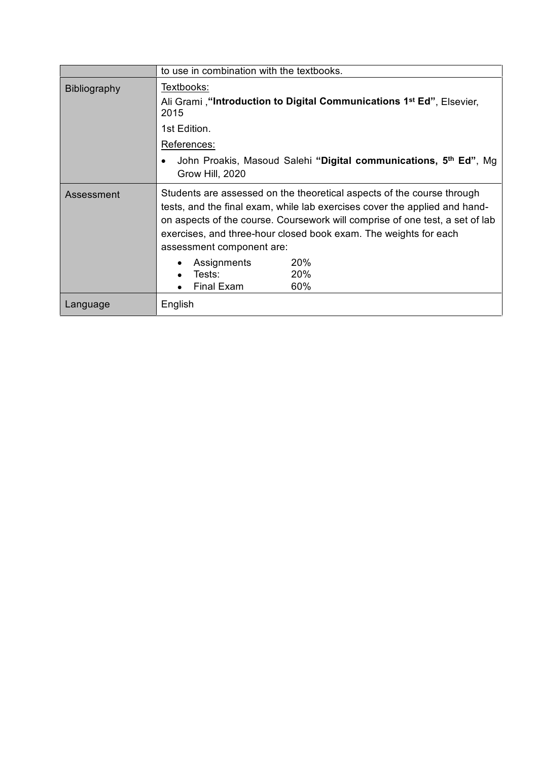| | |
|---|---|
| | to use in combination with the textbooks. |
| Bibliography | Textbooks:<br>Ali Grami ,**"Introduction to Digital Communications 1$^{st}$ Ed"**, Elsevier, 2015<br>1st Edition.<br>References:<br>• John Proakis, Masoud Salehi **"Digital communications, 5$^{th}$ Ed"**, Mg Grow Hill, 2020 |
| Assessment | Students are assessed on the theoretical aspects of the course through tests, and the final exam, while lab exercises cover the applied and hand-on aspects of the course. Coursework will comprise of one test, a set of lab exercises, and three-hour closed book exam. The weights for each assessment component are:<br>• Assignments 20%<br>• Tests: 20%<br>• Final Exam 60% |
| Language | English |